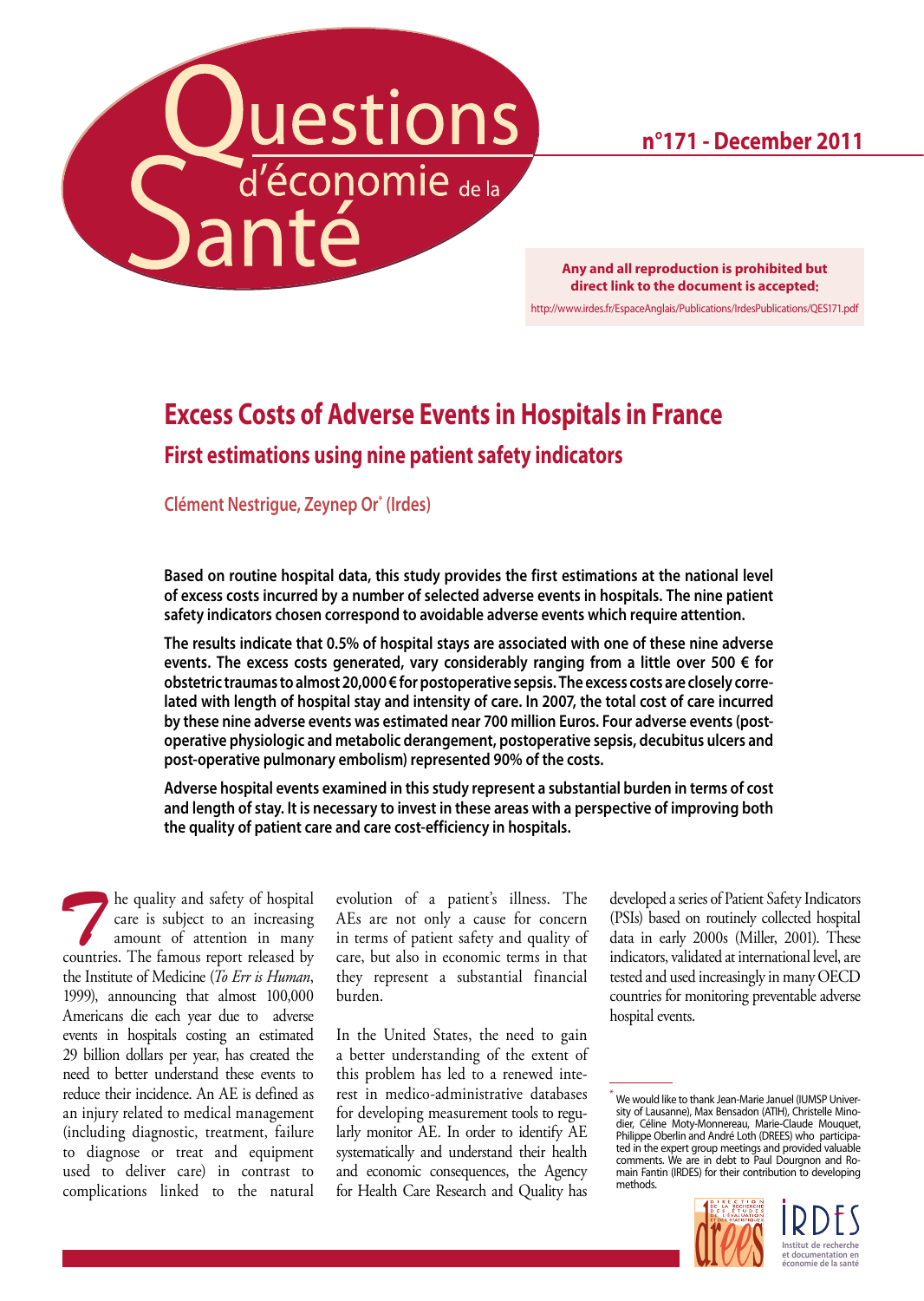# Questions d'économie de la Santé

n°171 - December 2011

**Any and all reproduction is prohibited but direct link to the document is accepted:**
http://www.irdes.fr/EspaceAnglais/Publications/IrdesPublications/QES171.pdf

# Excess Costs of Adverse Events in Hospitals in France

## First estimations using nine patient safety indicators

Clément Nestrigue, Zeynep Or* (Irdes)

**Based on routine hospital data, this study provides the first estimations at the national level of excess costs incurred by a number of selected adverse events in hospitals. The nine patient safety indicators chosen correspond to avoidable adverse events which require attention.**

**The results indicate that 0.5% of hospital stays are associated with one of these nine adverse events. The excess costs generated, vary considerably ranging from a little over 500 € for obstetric traumas to almost 20,000 € for postoperative sepsis. The excess costs are closely correlated with length of hospital stay and intensity of care. In 2007, the total cost of care incurred by these nine adverse events was estimated near 700 million Euros. Four adverse events (postoperative physiologic and metabolic derangement, postoperative sepsis, decubitus ulcers and post-operative pulmonary embolism) represented 90% of the costs.**

**Adverse hospital events examined in this study represent a substantial burden in terms of cost and length of stay. It is necessary to invest in these areas with a perspective of improving both the quality of patient care and care cost-efficiency in hospitals.**

The quality and safety of hospital care is subject to an increasing amount of attention in many countries. The famous report released by the Institute of Medicine (*To Err is Human*, 1999), announcing that almost 100,000 Americans die each year due to adverse events in hospitals costing an estimated 29 billion dollars per year, has created the need to better understand these events to reduce their incidence. An AE is defined as an injury related to medical management (including diagnostic, treatment, failure to diagnose or treat and equipment used to deliver care) in contrast to complications linked to the natural evolution of a patient's illness. The AEs are not only a cause for concern in terms of patient safety and quality of care, but also in economic terms in that they represent a substantial financial burden.

In the United States, the need to gain a better understanding of the extent of this problem has led to a renewed interest in medico-administrative databases for developing measurement tools to regularly monitor AE. In order to identify AE systematically and understand their health and economic consequences, the Agency for Health Care Research and Quality has developed a series of Patient Safety Indicators (PSIs) based on routinely collected hospital data in early 2000s (Miller, 2001). These indicators, validated at international level, are tested and used increasingly in many OECD countries for monitoring preventable adverse hospital events.

* We would like to thank Jean-Marie Januel (IUMSP University of Lausanne), Max Bensadon (ATIH), Christelle Minodier, Céline Moty-Monnereau, Marie-Claude Mouquet, Philippe Oberlin and André Loth (DREES) who participated in the expert group meetings and provided valuable comments. We are in debt to Paul Dourgnon and Romain Fantin (IRDES) for their contribution to developing methods.

IRDES — Institut de recherche et documentation en économie de la santé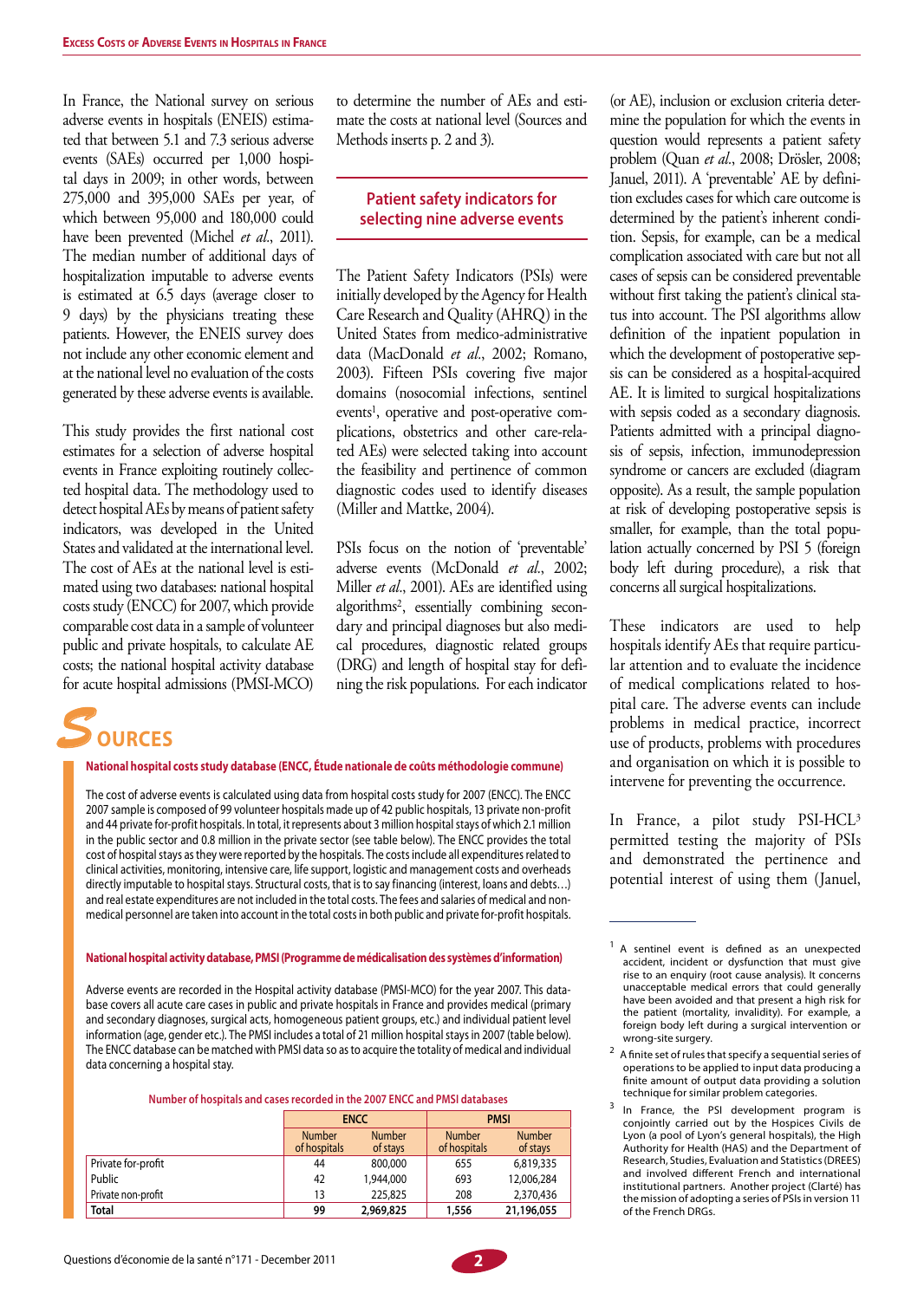In France, the National survey on serious adverse events in hospitals (ENEIS) estimated that between 5.1 and 7.3 serious adverse events (SAEs) occurred per 1,000 hospital days in 2009; in other words, between 275,000 and 395,000 SAEs per year, of which between 95,000 and 180,000 could have been prevented (Michel *et al.*, 2011). The median number of additional days of hospitalization imputable to adverse events is estimated at 6.5 days (average closer to 9 days) by the physicians treating these patients. However, the ENEIS survey does not include any other economic element and at the national level no evaluation of the costs generated by these adverse events is available.

This study provides the first national cost estimates for a selection of adverse hospital events in France exploiting routinely collected hospital data. The methodology used to detect hospital AEs by means of patient safety indicators, was developed in the United States and validated at the international level. The cost of AEs at the national level is estimated using two databases: national hospital costs study (ENCC) for 2007, which provide comparable cost data in a sample of volunteer public and private hospitals, to calculate AE costs; the national hospital activity database for acute hospital admissions (PMSI-MCO) to determine the number of AEs and estimate the costs at national level (Sources and Methods inserts p. 2 and 3).

## Patient safety indicators for selecting nine adverse events

The Patient Safety Indicators (PSIs) were initially developed by the Agency for Health Care Research and Quality (AHRQ) in the United States from medico-administrative data (MacDonald *et al.*, 2002; Romano, 2003). Fifteen PSIs covering five major domains (nosocomial infections, sentinel events[1], operative and post-operative complications, obstetrics and other care-related AEs) were selected taking into account the feasibility and pertinence of common diagnostic codes used to identify diseases (Miller and Mattke, 2004).

PSIs focus on the notion of 'preventable' adverse events (McDonald *et al.*, 2002; Miller *et al.*, 2001). AEs are identified using algorithms[2], essentially combining secondary and principal diagnoses but also medical procedures, diagnostic related groups (DRG) and length of hospital stay for defining the risk populations. For each indicator (or AE), inclusion or exclusion criteria determine the population for which the events in question would represent a patient safety problem (Quan *et al.*, 2008; Drösler, 2008; Januel, 2011). A 'preventable' AE by definition excludes cases for which care outcome is determined by the patient's inherent condition. Sepsis, for example, can be a medical complication associated with care but not all cases of sepsis can be considered preventable without first taking the patient's clinical status into account. The PSI algorithms allow definition of the inpatient population in which the development of postoperative sepsis can be considered as a hospital-acquired AE. It is limited to surgical hospitalizations with sepsis coded as a secondary diagnosis. Patients admitted with a principal diagnosis of sepsis, infection, immunodepression syndrome or cancers are excluded (diagram opposite). As a result, the sample population at risk of developing postoperative sepsis is smaller, for example, than the total population actually concerned by PSI 5 (foreign body left during procedure), a risk that concerns all surgical hospitalizations.

These indicators are used to help hospitals identify AEs that require particular attention and to evaluate the incidence of medical complications related to hospital care. The adverse events can include problems in medical practice, incorrect use of products, problems with procedures and organisation on which it is possible to intervene for preventing the occurrence.

In France, a pilot study PSI-HCL[3] permitted testing the majority of PSIs and demonstrated the pertinence and potential interest of using them (Januel,

## SOURCES

**National hospital costs study database (ENCC, Étude nationale de coûts méthodologie commune)**

The cost of adverse events is calculated using data from hospital costs study for 2007 (ENCC). The ENCC 2007 sample is composed of 99 volunteer hospitals made up of 42 public hospitals, 13 private non-profit and 44 private for-profit hospitals. In total, it represents about 3 million hospital stays of which 2.1 million in the public sector and 0.8 million in the private sector (see table below). The ENCC provides the total cost of hospital stays as they were reported by the hospitals. The costs include all expenditures related to clinical activities, monitoring, intensive care, life support, logistic and management costs and overheads directly imputable to hospital stays. Structural costs, that is to say financing (interest, loans and debts…) and real estate expenditures are not included in the total costs. The fees and salaries of medical and non-medical personnel are taken into account in the total costs in both public and private for-profit hospitals.

**National hospital activity database, PMSI (Programme de médicalisation des systèmes d'information)**

Adverse events are recorded in the Hospital activity database (PMSI-MCO) for the year 2007. This database covers all acute care cases in public and private hospitals in France and provides medical (primary and secondary diagnoses, surgical acts, homogeneous patient groups, etc.) and individual patient level information (age, gender etc.). The PMSI includes a total of 21 million hospital stays in 2007 (table below). The ENCC database can be matched with PMSI data so as to acquire the totality of medical and individual data concerning a hospital stay.

**Number of hospitals and cases recorded in the 2007 ENCC and PMSI databases**

| | ENCC | | PMSI | |
|---|---|---|---|---|
| | Number of hospitals | Number of stays | Number of hospitals | Number of stays |
| Private for-profit | 44 | 800,000 | 655 | 6,819,335 |
| Public | 42 | 1,944,000 | 693 | 12,006,284 |
| Private non-profit | 13 | 225,825 | 208 | 2,370,436 |
| **Total** | **99** | **2,969,825** | **1,556** | **21,196,055** |

---

[1] A sentinel event is defined as an unexpected accident, incident or dysfunction that must give rise to an enquiry (root cause analysis). It concerns unacceptable medical errors that could generally have been avoided and that present a high risk for the patient (mortality, invalidity). For example, a foreign body left during a surgical intervention or wrong-site surgery.

[2] A finite set of rules that specify a sequential series of operations to be applied to input data producing a finite amount of output data providing a solution technique for similar problem categories.

[3] In France, the PSI development program is conjointly carried out by the Hospices Civils de Lyon (a pool of Lyon's general hospitals), the High Authority for Health (HAS) and the Department of Research, Studies, Evaluation and Statistics (DREES) and involved different French and international institutional partners. Another project (Clarté) has the mission of adopting a series of PSIs in version 11 of the French DRGs.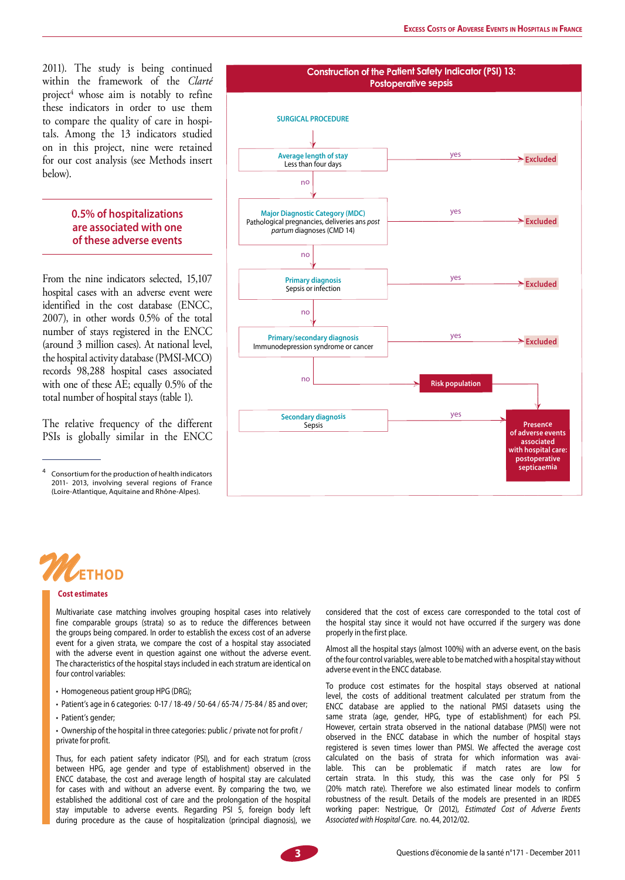2011). The study is being continued within the framework of the *Clarté* project[4] whose aim is notably to refine these indicators in order to use them to compare the quality of care in hospitals. Among the 13 indicators studied on in this project, nine were retained for our cost analysis (see Methods insert below).

**0.5% of hospitalizations are associated with one of these adverse events**

From the nine indicators selected, 15,107 hospital cases with an adverse event were identified in the cost database (ENCC, 2007), in other words 0.5% of the total number of stays registered in the ENCC (around 3 million cases). At national level, the hospital activity database (PMSI-MCO) records 98,288 hospital cases associated with one of these AE; equally 0.5% of the total number of hospital stays (table 1).

The relative frequency of the different PSIs is globally similar in the ENCC

[4] Consortium for the production of health indicators 2011- 2013, involving several regions of France (Loire-Atlantique, Aquitaine and Rhône-Alpes).

**Construction of the Patient Safety Indicator (PSI) 13: Postoperative sepsis**

SURGICAL PROCEDURE

- **Average length of stay** – Less than four days → yes → Excluded; no ↓
- **Major Diagnostic Category (MDC)** – Pathological pregnancies, deliveries ans *post partum* diagnoses (CMD 14) → yes → Excluded; no ↓
- **Primary diagnosis** – Sepsis or infection → yes → Excluded; no ↓
- **Primary/secondary diagnosis** – Immunodepression syndrome or cancer → yes → Excluded; no → Risk population
- **Secondary diagnosis** – Sepsis → yes → **Presence of adverse events associated with hospital care: postoperative septicaemia**

## METHOD

### Cost estimates

Multivariate case matching involves grouping hospital cases into relatively fine comparable groups (strata) so as to reduce the differences between the groups being compared. In order to establish the excess cost of an adverse event for a given strata, we compare the cost of a hospital stay associated with the adverse event in question against one without the adverse event. The characteristics of the hospital stays included in each stratum are identical on four control variables:

- Homogeneous patient group HPG (DRG);
- Patient's age in 6 categories: 0-17 / 18-49 / 50-64 / 65-74 / 75-84 / 85 and over;
- Patient's gender;
- Ownership of the hospital in three categories: public / private not for profit / private for profit.

Thus, for each patient safety indicator (PSI), and for each stratum (cross between HPG, age gender and type of establishment) observed in the ENCC database, the cost and average length of hospital stay are calculated for cases with and without an adverse event. By comparing the two, we established the additional cost of care and the prolongation of the hospital stay imputable to adverse events. Regarding PSI 5, foreign body left during procedure as the cause of hospitalization (principal diagnosis), we considered that the cost of excess care corresponded to the total cost of the hospital stay since it would not have occurred if the surgery was done properly in the first place.

Almost all the hospital stays (almost 100%) with an adverse event, on the basis of the four control variables, were able to be matched with a hospital stay without adverse event in the ENCC database.

To produce cost estimates for the hospital stays observed at national level, the costs of additional treatment calculated per stratum from the ENCC database are applied to the national PMSI datasets using the same strata (age, gender, HPG, type of establishment) for each PSI. However, certain strata observed in the national database (PMSI) were not observed in the ENCC database in which the number of hospital stays registered is seven times lower than PMSI. We affected the average cost calculated on the basis of strata for which information was available. This can be problematic if match rates are low for certain strata. In this study, this was the case only for PSI 5 (20% match rate). Therefore we also estimated linear models to confirm robustness of the result. Details of the models are presented in an IRDES working paper: Nestrigue, Or (2012), *Estimated Cost of Adverse Events Associated with Hospital Care*. no. 44, 2012/02.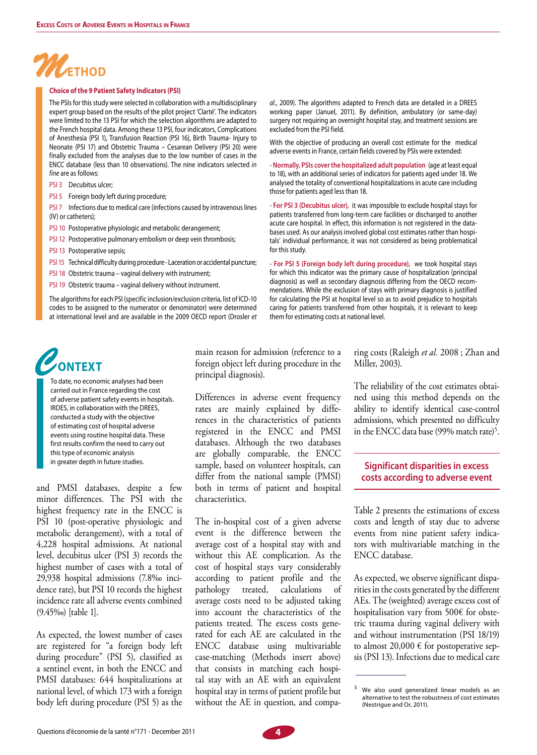# Method

### Choice of the 9 Patient Safety Indicators (PSI)

The PSIs for this study were selected in collaboration with a multidisciplinary expert group based on the results of the pilot project 'Clarté'. The indicators were limited to the 13 PSI for which the selection algorithms are adapted to the French hospital data. Among these 13 PSI, four indicators, Complications of Anesthesia (PSI 1), Transfusion Reaction (PSI 16), Birth Trauma- Injury to Neonate (PSI 17) and Obstetric Trauma – Cesarean Delivery (PSI 20) were finally excluded from the analyses due to the low number of cases in the ENCC database (less than 10 observations). The nine indicators selected *in fine* are as follows:

- PSI 3 Decubitus ulcer;
- PSI 5 Foreign body left during procedure;
- PSI 7 Infections due to medical care (infections caused by intravenous lines (IV) or catheters);
- PSI 10 Postoperative physiologic and metabolic derangement;
- PSI 12 Postoperative pulmonary embolism or deep vein thrombosis;
- PSI 13 Postoperative sepsis;
- PSI 15 Technical difficulty during procedure - Laceration or accidental puncture;
- PSI 18 Obstetric trauma – vaginal delivery with instrument;
- PSI 19 Obstetric trauma – vaginal delivery without instrument.

The algorithms for each PSI (specific inclusion/exclusion criteria, list of ICD-10 codes to be assigned to the numerator or denominator) were determined at international level and are available in the 2009 OECD report (Drosler *et al.*, 2009). The algorithms adapted to French data are detailed in a DREES working paper (Januel, 2011). By definition, ambulatory (or same-day) surgery not requiring an overnight hospital stay, and treatment sessions are excluded from the PSI field.

With the objective of producing an overall cost estimate for the medical adverse events in France, certain fields covered by PSIs were extended:

**- Normally, PSIs cover the hospitalized adult population** (age at least equal to 18), with an additional series of indicators for patients aged under 18. We analysed the totality of conventional hospitalizations in acute care including those for patients aged less than 18.

**- For PSI 3 (Decubitus ulcer),** it was impossible to exclude hospital stays for patients transferred from long-term care facilities or discharged to another acute care hospital. In effect, this information is not registered in the databases used. As our analysis involved global cost estimates rather than hospitals' individual performance, it was not considered as being problematical for this study.

**- For PSI 5 (Foreign body left during procedure),** we took hospital stays for which this indicator was the primary cause of hospitalization (principal diagnosis) as well as secondary diagnosis differing from the OECD recommendations. While the exclusion of stays with primary diagnosis is justified for calculating the PSI at hospital level so as to avoid prejudice to hospitals caring for patients transferred from other hospitals, it is relevant to keep them for estimating costs at national level.

# Context

To date, no economic analyses had been carried out in France regarding the cost of adverse patient safety events in hospitals. IRDES, in collaboration with the DREES, conducted a study with the objective of estimating cost of hospital adverse events using routine hospital data. These first results confirm the need to carry out this type of economic analysis in greater depth in future studies.

and PMSI databases, despite a few minor differences. The PSI with the highest frequency rate in the ENCC is PSI 10 (post-operative physiologic and metabolic derangement), with a total of 4,228 hospital admissions. At national level, decubitus ulcer (PSI 3) records the highest number of cases with a total of 29,938 hospital admissions (7.8‰ incidence rate), but PSI 10 records the highest incidence rate all adverse events combined (9.45‰) [table 1].

As expected, the lowest number of cases are registered for "a foreign body left during procedure" (PSI 5), classified as a sentinel event, in both the ENCC and PMSI databases: 644 hospitalizations at national level, of which 173 with a foreign body left during procedure (PSI 5) as the main reason for admission (reference to a foreign object left during procedure in the principal diagnosis).

Differences in adverse event frequency rates are mainly explained by differences in the characteristics of patients registered in the ENCC and PMSI databases. Although the two databases are globally comparable, the ENCC sample, based on volunteer hospitals, can differ from the national sample (PMSI) both in terms of patient and hospital characteristics.

The in-hospital cost of a given adverse event is the difference between the average cost of a hospital stay with and without this AE complication. As the cost of hospital stays vary considerably according to patient profile and the pathology treated, calculations of average costs need to be adjusted taking into account the characteristics of the patients treated. The excess costs generated for each AE are calculated in the ENCC database using multivariable case-matching (Methods insert above) that consists in matching each hospital stay with an AE with an equivalent hospital stay in terms of patient profile but without the AE in question, and comparing costs (Raleigh *et al.* 2008 ; Zhan and Miller, 2003).

The reliability of the cost estimates obtained using this method depends on the ability to identify identical case-control admissions, which presented no difficulty in the ENCC data base (99% match rate)[5].

## Significant disparities in excess costs according to adverse event

Table 2 presents the estimations of excess costs and length of stay due to adverse events from nine patient safety indicators with multivariable matching in the ENCC database.

As expected, we observe significant disparities in the costs generated by the different AEs. The (weighted) average excess cost of hospitalisation vary from 500€ for obstetric trauma during vaginal delivery with and without instrumentation (PSI 18/19) to almost 20,000 € for postoperative sepsis (PSI 13). Infections due to medical care

---

[5] We also used generalized linear models as an alternative to test the robustness of cost estimates (Nestrigue and Or, 2011).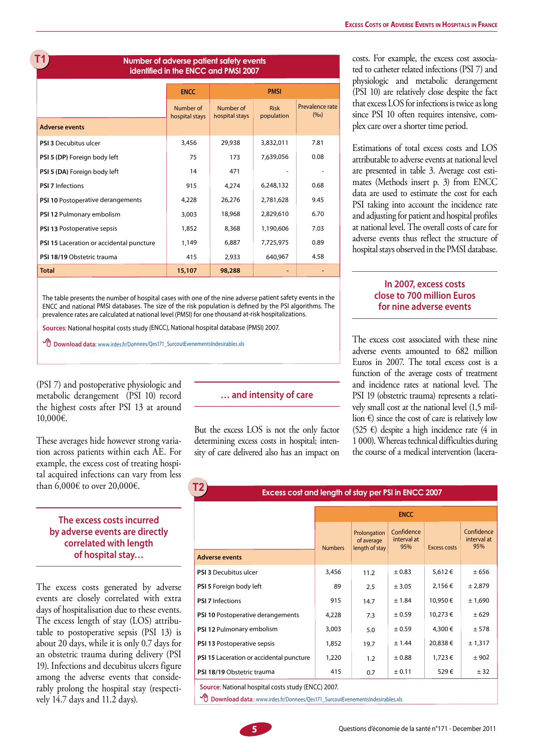**T1**

**Number of adverse patient safety events identified in the ENCC and PMSI 2007**

| Adverse events | ENCC | PMSI | | |
|---|---|---|---|---|
| | Number of hospital stays | Number of hospital stays | Risk population | Prevalence rate (‰) |
| **PSI 3** Decubitus ulcer | 3,456 | 29,938 | 3,832,011 | 7.81 |
| **PSI 5 (DP)** Foreign body left | 75 | 173 | 7,639,056 | 0.08 |
| **PSI 5 (DA)** Foreign body left | 14 | 471 | - | - |
| **PSI 7** Infections | 915 | 4,274 | 6,248,132 | 0.68 |
| **PSI 10** Postoperative derangements | 4,228 | 26,276 | 2,781,628 | 9.45 |
| **PSI 12** Pulmonary embolism | 3,003 | 18,968 | 2,829,610 | 6.70 |
| **PSI 13** Postoperative sepsis | 1,852 | 8,368 | 1,190,606 | 7.03 |
| **PSI 15** Laceration or accidental puncture | 1,149 | 6,887 | 7,725,975 | 0.89 |
| **PSI 18/19** Obstetric trauma | 415 | 2,933 | 640,967 | 4.58 |
| **Total** | **15,107** | **98,288** | **-** | **-** |

The table presents the number of hospital cases with one of the nine adverse patient safety events in the ENCC and national PMSI databases. The size of the risk population is defined by the PSI algorithms. The prevalence rates are calculated at national level (PMSI) for one thousand at-risk hospitalizations.

**Sources**: National hospital costs study (ENCC), National hospital database (PMSI) 2007.

**Download data**: www.irdes.fr/Donnees/Qes171_SurcoutEvenementsIndesirables.xls

(PSI 7) and postoperative physiologic and metabolic derangement (PSI 10) record the highest costs after PSI 13 at around 10,000€.

These averages hide however strong variation across patients within each AE. For example, the excess cost of treating hospital acquired infections can vary from less than 6,000€ to over 20,000€.

## The excess costs incurred by adverse events are directly correlated with length of hospital stay…

The excess costs generated by adverse events are closely correlated with extra days of hospitalisation due to these events. The excess length of stay (LOS) attributable to postoperative sepsis (PSI 13) is about 20 days, while it is only 0.7 days for an obstetric trauma during delivery (PSI 19). Infections and decubitus ulcers figure among the adverse events that considerably prolong the hospital stay (respectively 14.7 days and 11.2 days).

## … and intensity of care

But the excess LOS is not the only factor determining excess costs in hospital; intensity of care delivered also has an impact on costs. For example, the excess cost associated to catheter related infections (PSI 7) and physiologic and metabolic derangement (PSI 10) are relatively close despite the fact that excess LOS for infections is twice as long since PSI 10 often requires intensive, complex care over a shorter time period.

Estimations of total excess costs and LOS attributable to adverse events at national level are presented in table 3. Average cost estimates (Methods insert p. 3) from ENCC data are used to estimate the cost for each PSI taking into account the incidence rate and adjusting for patient and hospital profiles at national level. The overall costs of care for adverse events thus reflect the structure of hospital stays observed in the PMSI database.

## In 2007, excess costs close to 700 million Euros for nine adverse events

The excess cost associated with these nine adverse events amounted to 682 million Euros in 2007. The total excess cost is a function of the average costs of treatment and incidence rates at national level. The PSI 19 (obstetric trauma) represents a relatively small cost at the national level (1,5 million €) since the cost of care is relatively low (525 €) despite a high incidence rate (4 in 1 000). Whereas technical difficulties during the course of a medical intervention (lacera-

**T2**

**Excess cost and length of stay per PSI in ENCC 2007**

| Adverse events | ENCC | | | | |
|---|---|---|---|---|---|
| | Numbers | Prolongation of average length of stay | Confidence interval at 95% | Excess costs | Confidence interval at 95% |
| **PSI 3** Decubitus ulcer | 3,456 | 11.2 | ± 0.83 | 5,612 € | ± 656 |
| **PSI 5** Foreign body left | 89 | 2.5 | ± 3.05 | 2,156 € | ± 2,879 |
| **PSI 7** Infections | 915 | 14.7 | ± 1.84 | 10,950 € | ± 1,690 |
| **PSI 10** Postoperative derangements | 4,228 | 7.3 | ± 0.59 | 10,273 € | ± 629 |
| **PSI 12** Pulmonary embolism | 3,003 | 5.0 | ± 0.59 | 4,300 € | ± 578 |
| **PSI 13** Postoperative sepsis | 1,852 | 19.7 | ± 1.44 | 20,838 € | ± 1,317 |
| **PSI 15** Laceration or accidental puncture | 1,220 | 1.2 | ± 0.88 | 1,723 € | ± 902 |
| **PSI 18/19** Obstetric trauma | 415 | 0.7 | ± 0.11 | 529 € | ± 32 |

**Source**: National hospital costs study (ENCC) 2007.

**Download data**: www.irdes.fr/Donnees/Qes171_SurcoutEvenementsIndesirables.xls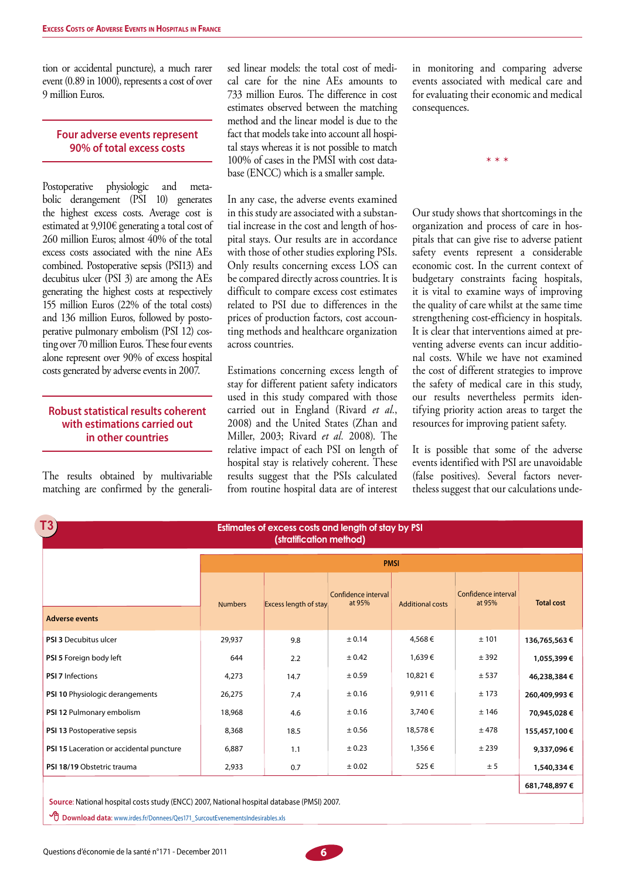tion or accidental puncture), a much rarer event (0.89 in 1000), represents a cost of over 9 million Euros.

### Four adverse events represent 90% of total excess costs

Postoperative physiologic and metabolic derangement (PSI 10) generates the highest excess costs. Average cost is estimated at 9,910€ generating a total cost of 260 million Euros; almost 40% of the total excess costs associated with the nine AEs combined. Postoperative sepsis (PSI13) and decubitus ulcer (PSI 3) are among the AEs generating the highest costs at respectively 155 million Euros (22% of the total costs) and 136 million Euros, followed by postoperative pulmonary embolism (PSI 12) costing over 70 million Euros. These four events alone represent over 90% of excess hospital costs generated by adverse events in 2007.

### Robust statistical results coherent with estimations carried out in other countries

The results obtained by multivariable matching are confirmed by the generalised linear models: the total cost of medical care for the nine AEs amounts to 733 million Euros. The difference in cost estimates observed between the matching method and the linear model is due to the fact that models take into account all hospital stays whereas it is not possible to match 100% of cases in the PMSI with cost database (ENCC) which is a smaller sample.

In any case, the adverse events examined in this study are associated with a substantial increase in the cost and length of hospital stays. Our results are in accordance with those of other studies exploring PSIs. Only results concerning excess LOS can be compared directly across countries. It is difficult to compare excess cost estimates related to PSI due to differences in the prices of production factors, cost accounting methods and healthcare organization across countries.

Estimations concerning excess length of stay for different patient safety indicators used in this study compared with those carried out in England (Rivard *et al.*, 2008) and the United States (Zhan and Miller, 2003; Rivard *et al.* 2008). The relative impact of each PSI on length of hospital stay is relatively coherent. These results suggest that the PSIs calculated from routine hospital data are of interest in monitoring and comparing adverse events associated with medical care and for evaluating their economic and medical consequences.

\* \* \*

Our study shows that shortcomings in the organization and process of care in hospitals that can give rise to adverse patient safety events represent a considerable economic cost. In the current context of budgetary constraints facing hospitals, it is vital to examine ways of improving the quality of care whilst at the same time strengthening cost-efficiency in hospitals. It is clear that interventions aimed at preventing adverse events can incur additional costs. While we have not examined the cost of different strategies to improve the safety of medical care in this study, our results nevertheless permits identifying priority action areas to target the resources for improving patient safety.

It is possible that some of the adverse events identified with PSI are unavoidable (false positives). Several factors nevertheless suggest that our calculations unde-

**T3 — Estimates of excess costs and length of stay by PSI (stratification method)**

| Adverse events | PMSI | | | | | |
|---|---|---|---|---|---|---|
| | Numbers | Excess length of stay | Confidence interval at 95% | Additional costs | Confidence interval at 95% | Total cost |
| **PSI 3** Decubitus ulcer | 29,937 | 9.8 | ± 0.14 | 4,568 € | ± 101 | 136,765,563 € |
| **PSI 5** Foreign body left | 644 | 2.2 | ± 0.42 | 1,639 € | ± 392 | 1,055,399 € |
| **PSI 7** Infections | 4,273 | 14.7 | ± 0.59 | 10,821 € | ± 537 | 46,238,384 € |
| **PSI 10** Physiologic derangements | 26,275 | 7.4 | ± 0.16 | 9,911 € | ± 173 | 260,409,993 € |
| **PSI 12** Pulmonary embolism | 18,968 | 4.6 | ± 0.16 | 3,740 € | ± 146 | 70,945,028 € |
| **PSI 13** Postoperative sepsis | 8,368 | 18.5 | ± 0.56 | 18,578 € | ± 478 | 155,457,100 € |
| **PSI 15** Laceration or accidental puncture | 6,887 | 1.1 | ± 0.23 | 1,356 € | ± 239 | 9,337,096 € |
| **PSI 18/19** Obstetric trauma | 2,933 | 0.7 | ± 0.02 | 525 € | ± 5 | 1,540,334 € |
| | | | | | | 681,748,897 € |

**Source**: National hospital costs study (ENCC) 2007, National hospital database (PMSI) 2007.

**Download data**: www.irdes.fr/Donnees/Qes171_SurcoutEvenementsIndesirables.xls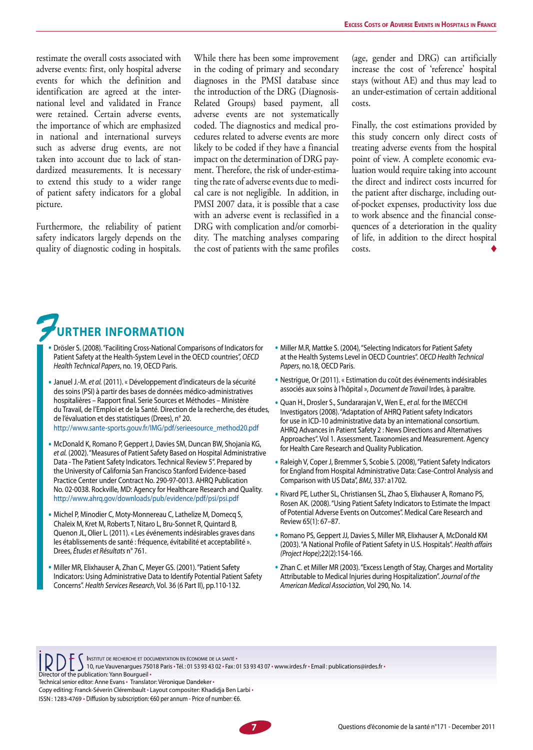restimate the overall costs associated with adverse events: first, only hospital adverse events for which the definition and identification are agreed at the international level and validated in France were retained. Certain adverse events, the importance of which are emphasized in national and international surveys such as adverse drug events, are not taken into account due to lack of standardized measurements. It is necessary to extend this study to a wider range of patient safety indicators for a global picture.

Furthermore, the reliability of patient safety indicators largely depends on the quality of diagnostic coding in hospitals. While there has been some improvement in the coding of primary and secondary diagnoses in the PMSI database since the introduction of the DRG (Diagnosis-Related Groups) based payment, all adverse events are not systematically coded. The diagnostics and medical procedures related to adverse events are more likely to be coded if they have a financial impact on the determination of DRG payment. Therefore, the risk of under-estimating the rate of adverse events due to medical care is not negligible. In addition, in PMSI 2007 data, it is possible that a case with an adverse event is reclassified in a DRG with complication and/or comorbidity. The matching analyses comparing the cost of patients with the same profiles (age, gender and DRG) can artificially increase the cost of 'reference' hospital stays (without AE) and thus may lead to an under-estimation of certain additional costs.

Finally, the cost estimations provided by this study concern only direct costs of treating adverse events from the hospital point of view. A complete economic evaluation would require taking into account the direct and indirect costs incurred for the patient after discharge, including out-of-pocket expenses, productivity loss due to work absence and the financial consequences of a deterioration in the quality of life, in addition to the direct hospital costs. ♦

## FURTHER INFORMATION

- Drösler S. (2008). "Faciliting Cross-National Comparisons of Indicators for Patient Safety at the Health-System Level in the OECD countries", *OECD Health Technical Papers*, no. 19, OECD Paris.
- Januel J.-M. *et al.* (2011). « Développement d'indicateurs de la sécurité des soins (PSI) à partir des bases de données médico-administratives hospitalières – Rapport final. Serie Sources et Méthodes – Ministère du Travail, de l'Emploi et de la Santé. Direction de la recherche, des études, de l'évaluation et des statistiques (Drees), n° 20. http://www.sante-sports.gouv.fr/IMG/pdf/serieesource_method20.pdf
- McDonald K, Romano P, Geppert J, Davies SM, Duncan BW, Shojania KG, *et al.* (2002). "Measures of Patient Safety Based on Hospital Administrative Data - The Patient Safety Indicators. Technical Review 5". Prepared by the University of California San Francisco Stanford Evidence-based Practice Center under Contract No. 290-97-0013. AHRQ Publication No. 02-0038. Rockville, MD: Agency for Healthcare Research and Quality. http://www.ahrq.gov/downloads/pub/evidence/pdf/psi/psi.pdf
- Michel P, Minodier C, Moty-Monnereau C, Lathelize M, Domecq S, Chaleix M, Kret M, Roberts T, Nitaro L, Bru-Sonnet R, Quintard B, Quenon JL, Olier L. (2011). « Les événements indésirables graves dans les établissements de santé : fréquence, évitabilité et acceptabilité ». Drees, *Études et Résultats* n° 761.
- Miller MR, Elixhauser A, Zhan C, Meyer GS. (2001). "Patient Safety Indicators: Using Administrative Data to Identify Potential Patient Safety Concerns". *Health Services Research*, Vol. 36 (6 Part II), pp.110-132.
- Miller M.R, Mattke S. (2004), "Selecting Indicators for Patient Safety at the Health Systems Level in OECD Countries". *OECD Health Technical Papers*, no.18, OECD Paris.
- Nestrigue, Or (2011). « Estimation du coût des événements indésirables associés aux soins à l'hôpital », *Document de Travail* Irdes, à paraître.
- Quan H., Drosler S., Sundararajan V., Wen E., *et al.* for the IMECCHI Investigators (2008). "Adaptation of AHRQ Patient safety Indicators for use in ICD-10 administrative data by an international consortium. AHRQ Advances in Patient Safety 2 : News Directions and Alternatives Approaches". Vol 1. Assessment. Taxonomies and Measurement. Agency for Health Care Research and Quality Publication.
- Raleigh V, Coper J, Bremmer S, Scobie S. (2008), "Patient Safety Indicators for England from Hospital Administrative Data: Case-Control Analysis and Comparison with US Data", *BMJ*, 337: a1702.
- Rivard PE, Luther SL, Christiansen SL, Zhao S, Elixhauser A, Romano PS, Rosen AK. (2008). "Using Patient Safety Indicators to Estimate the Impact of Potential Adverse Events on Outcomes". Medical Care Research and Review 65(1): 67–87.
- Romano PS, Geppert JJ, Davies S, Miller MR, Elixhauser A, McDonald KM (2003). "A National Profile of Patient Safety in U.S. Hospitals". *Health affairs (Project Hope)*;22(2):154-166.
- Zhan C. et Miller MR (2003). "Excess Length of Stay, Charges and Mortality Attributable to Medical Injuries during Hospitalization". *Journal of the American Medical Association*, Vol 290, No. 14.

IRDES Institut de recherche et documentation en économie de la santé • 10, rue Vauvenargues 75018 Paris • Tél.: 01 53 93 43 02 • Fax: 01 53 93 43 07 • www.irdes.fr • Email: publications@irdes.fr •
Director of the publication: Yann Bourgueil •
Technical senior editor: Anne Evans • Translator: Véronique Dandeker •
Copy editing: Franck-Séverin Clérembault • Layout compositer: Khadidja Ben Larbi •
ISSN: 1283-4769 • Diffusion by subscription: €60 per annum - Price of number: €6.